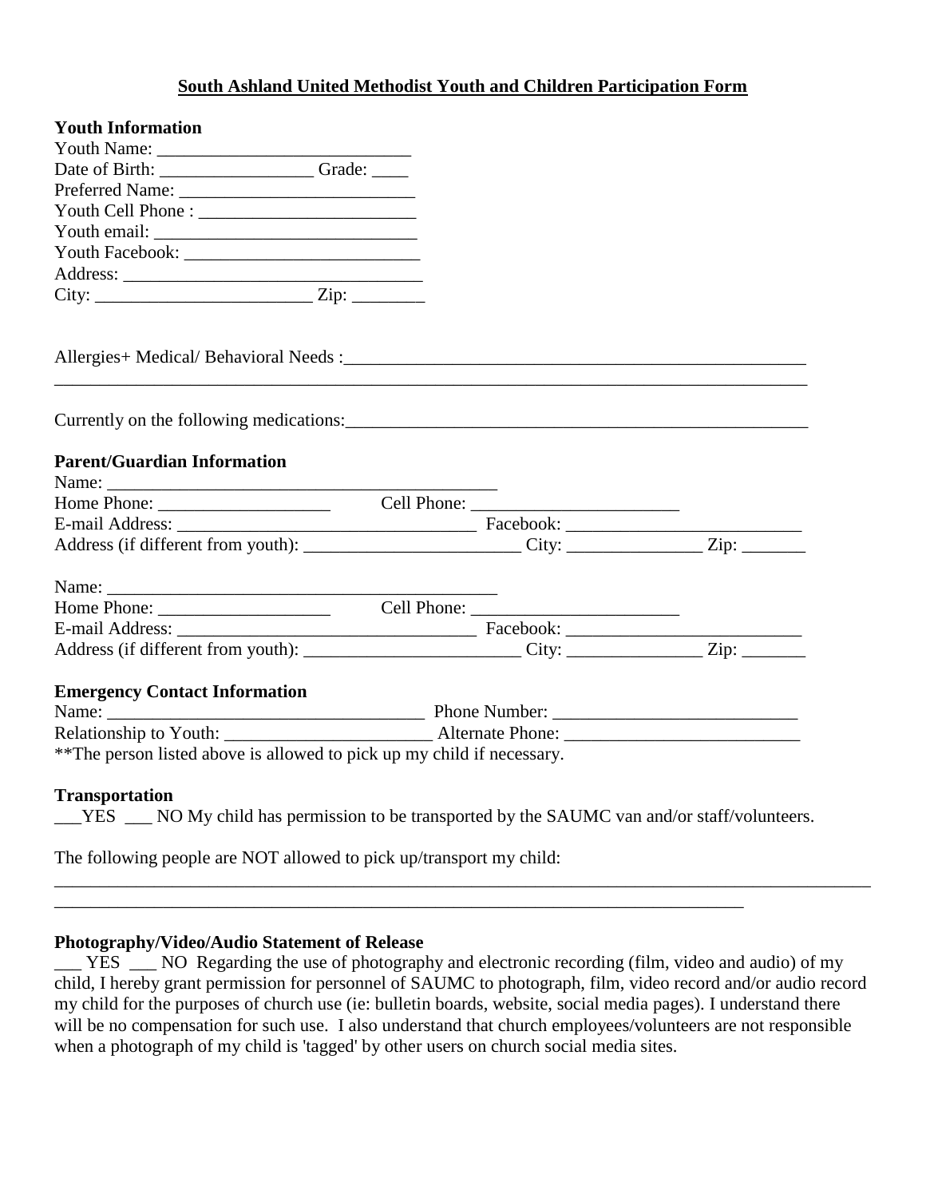**South Ashland United Methodist Youth and Children Participation Form**

**Youth Information**

Youth Name: ____________________________

Date of Birth: _________________ Grade: ____

Preferred Name: __________________________

Youth Cell Phone : ________________________

Youth email: ______________________________

Youth Facebook: __________________________

Address: __________________________________

City: ________________________ Zip: ________

Allergies+ Medical/ Behavioral Needs :_____________________________________________________

_____________________________________________________________________________________

Currently on the following medications:_____________________________________________________

**Parent/Guardian Information**

Name: ____________________________________________

Home Phone: ___________________ Cell Phone: _______________________

E-mail Address: _________________________________ Facebook: __________________________

Address (if different from youth): ________________________ City: _______________ Zip: _______

Name: ____________________________________________

Home Phone: ___________________ Cell Phone: _______________________

E-mail Address: _________________________________ Facebook: __________________________

Address (if different from youth): ________________________ City: _______________ Zip: _______

**Emergency Contact Information**

Name: ____________________________________ Phone Number: ___________________________

Relationship to Youth: _______________________ Alternate Phone: __________________________

**The person listed above is allowed to pick up my child if necessary.

**Transportation**

___YES ___ NO My child has permission to be transported by the SAUMC van and/or staff/volunteers.

The following people are NOT allowed to pick up/transport my child:

_________________________________________________________________________________________

_____________________________________________________________________________

**Photography/Video/Audio Statement of Release**

___ YES ___ NO Regarding the use of photography and electronic recording (film, video and audio) of my child, I hereby grant permission for personnel of SAUMC to photograph, film, video record and/or audio record my child for the purposes of church use (ie: bulletin boards, website, social media pages). I understand there will be no compensation for such use. I also understand that church employees/volunteers are not responsible when a photograph of my child is 'tagged' by other users on church social media sites.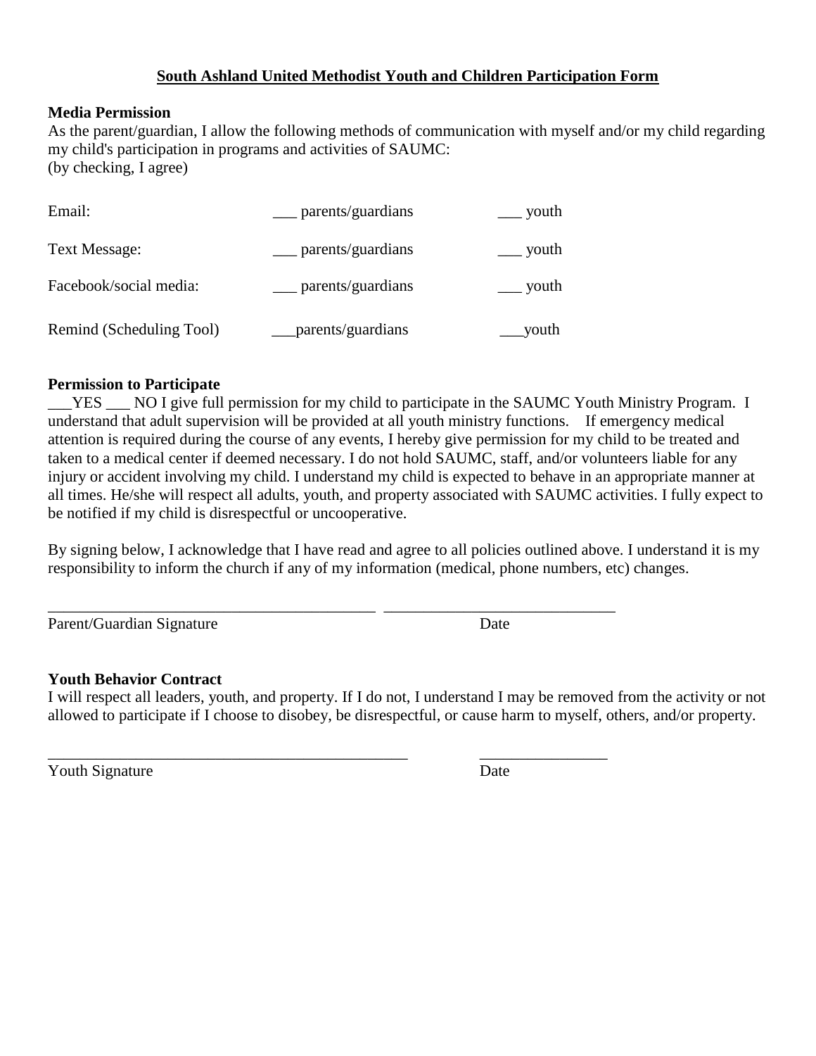## South Ashland United Methodist Youth and Children Participation Form

**Media Permission**

As the parent/guardian, I allow the following methods of communication with myself and/or my child regarding my child's participation in programs and activities of SAUMC:
(by checking, I agree)

| | | |
|---|---|---|
| Email: | ___ parents/guardians | ___ youth |
| Text Message: | ___ parents/guardians | ___ youth |
| Facebook/social media: | ___ parents/guardians | ___ youth |
| Remind (Scheduling Tool) | ___parents/guardians | ___youth |

**Permission to Participate**

___YES ___ NO I give full permission for my child to participate in the SAUMC Youth Ministry Program. I understand that adult supervision will be provided at all youth ministry functions. If emergency medical attention is required during the course of any events, I hereby give permission for my child to be treated and taken to a medical center if deemed necessary. I do not hold SAUMC, staff, and/or volunteers liable for any injury or accident involving my child. I understand my child is expected to behave in an appropriate manner at all times. He/she will respect all adults, youth, and property associated with SAUMC activities. I fully expect to be notified if my child is disrespectful or uncooperative.

By signing below, I acknowledge that I have read and agree to all policies outlined above. I understand it is my responsibility to inform the church if any of my information (medical, phone numbers, etc) changes.

__________________________________________ ______________________________

Parent/Guardian Signature Date

**Youth Behavior Contract**

I will respect all leaders, youth, and property. If I do not, I understand I may be removed from the activity or not allowed to participate if I choose to disobey, be disrespectful, or cause harm to myself, others, and/or property.

______________________________________________ ________________

Youth Signature Date